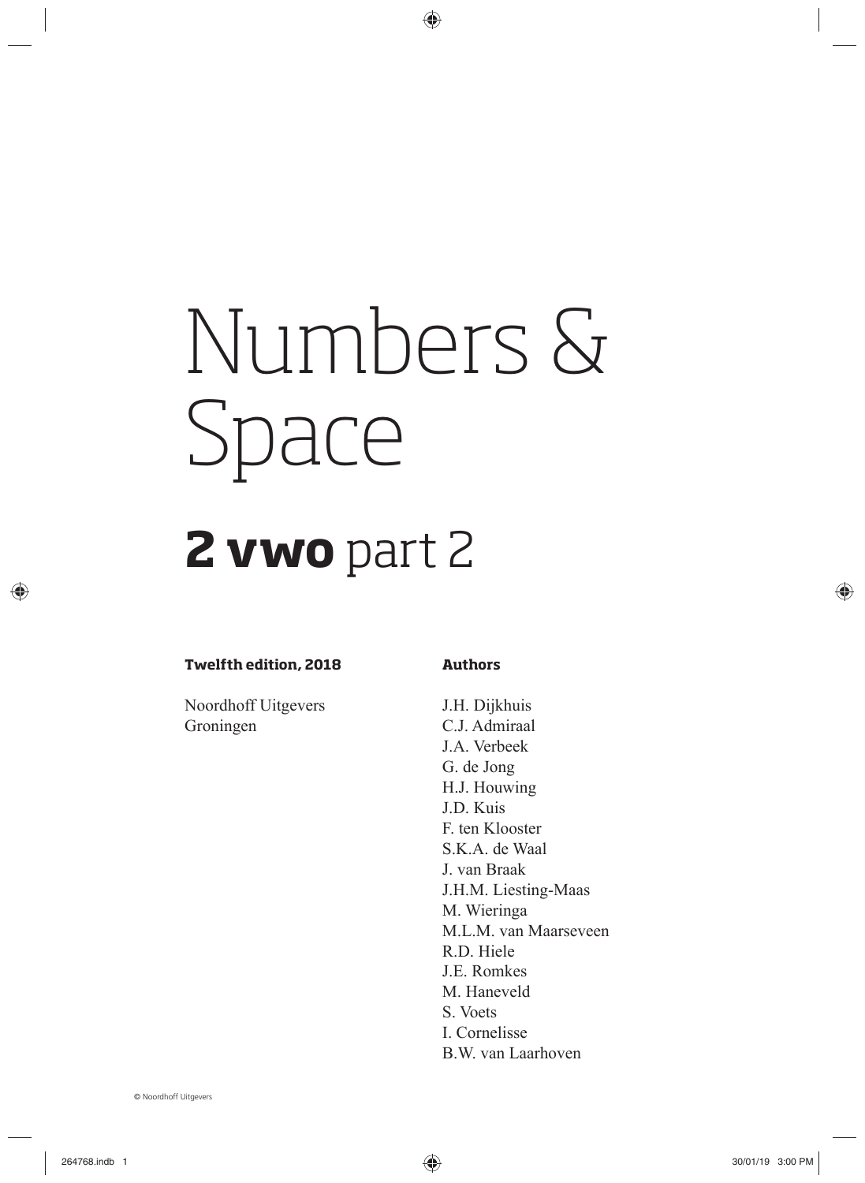# Numbers & Space

## **2 vwo** part 2

**Twelfth edition, 2018**

Noordhoff Uitgevers
Groningen

**Authors**

J.H. Dijkhuis
C.J. Admiraal
J.A. Verbeek
G. de Jong
H.J. Houwing
J.D. Kuis
F. ten Klooster
S.K.A. de Waal
J. van Braak
J.H.M. Liesting-Maas
M. Wieringa
M.L.M. van Maarseveen
R.D. Hiele
J.E. Romkes
M. Haneveld
S. Voets
I. Cornelisse
B.W. van Laarhoven

© Noordhoff Uitgevers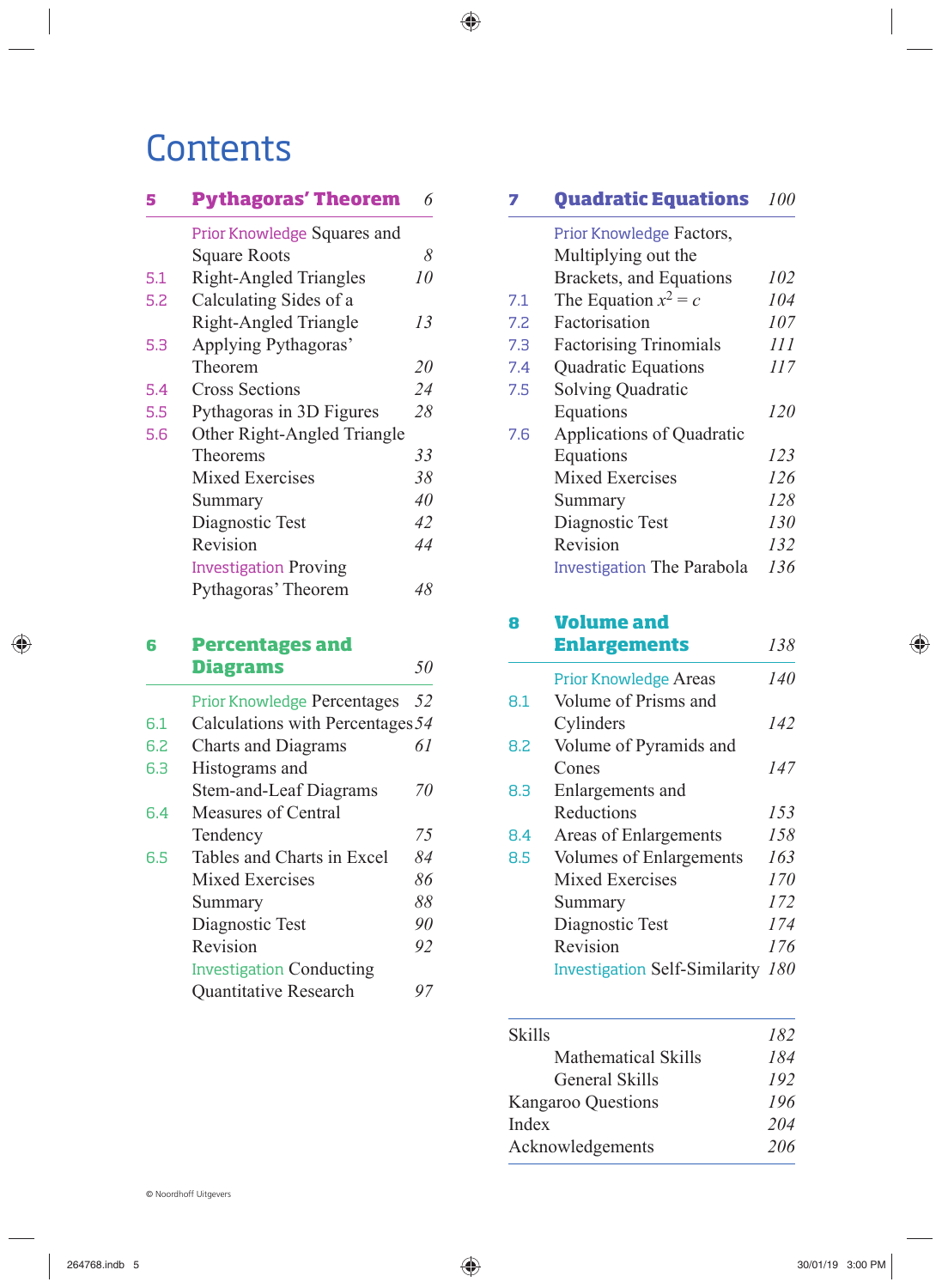# Contents

## 5 Pythagoras' Theorem — 6

| | | |
|---|---|---|
| | Prior Knowledge Squares and Square Roots | 8 |
| 5.1 | Right-Angled Triangles | 10 |
| 5.2 | Calculating Sides of a Right-Angled Triangle | 13 |
| 5.3 | Applying Pythagoras' Theorem | 20 |
| 5.4 | Cross Sections | 24 |
| 5.5 | Pythagoras in 3D Figures | 28 |
| 5.6 | Other Right-Angled Triangle Theorems | 33 |
| | Mixed Exercises | 38 |
| | Summary | 40 |
| | Diagnostic Test | 42 |
| | Revision | 44 |
| | Investigation Proving Pythagoras' Theorem | 48 |

## 6 Percentages and Diagrams — 50

| | | |
|---|---|---|
| | Prior Knowledge Percentages | 52 |
| 6.1 | Calculations with Percentages | 54 |
| 6.2 | Charts and Diagrams | 61 |
| 6.3 | Histograms and Stem-and-Leaf Diagrams | 70 |
| 6.4 | Measures of Central Tendency | 75 |
| 6.5 | Tables and Charts in Excel | 84 |
| | Mixed Exercises | 86 |
| | Summary | 88 |
| | Diagnostic Test | 90 |
| | Revision | 92 |
| | Investigation Conducting Quantitative Research | 97 |

## 7 Quadratic Equations — 100

| | | |
|---|---|---|
| | Prior Knowledge Factors, Multiplying out the Brackets, and Equations | 102 |
| 7.1 | The Equation $x^2 = c$ | 104 |
| 7.2 | Factorisation | 107 |
| 7.3 | Factorising Trinomials | 111 |
| 7.4 | Quadratic Equations | 117 |
| 7.5 | Solving Quadratic Equations | 120 |
| 7.6 | Applications of Quadratic Equations | 123 |
| | Mixed Exercises | 126 |
| | Summary | 128 |
| | Diagnostic Test | 130 |
| | Revision | 132 |
| | Investigation The Parabola | 136 |

## 8 Volume and Enlargements — 138

| | | |
|---|---|---|
| | Prior Knowledge Areas | 140 |
| 8.1 | Volume of Prisms and Cylinders | 142 |
| 8.2 | Volume of Pyramids and Cones | 147 |
| 8.3 | Enlargements and Reductions | 153 |
| 8.4 | Areas of Enlargements | 158 |
| 8.5 | Volumes of Enlargements | 163 |
| | Mixed Exercises | 170 |
| | Summary | 172 |
| | Diagnostic Test | 174 |
| | Revision | 176 |
| | Investigation Self-Similarity | 180 |

| | |
|---|---|
| Skills | 182 |
| Mathematical Skills | 184 |
| General Skills | 192 |
| Kangaroo Questions | 196 |
| Index | 204 |
| Acknowledgements | 206 |

© Noordhoff Uitgevers